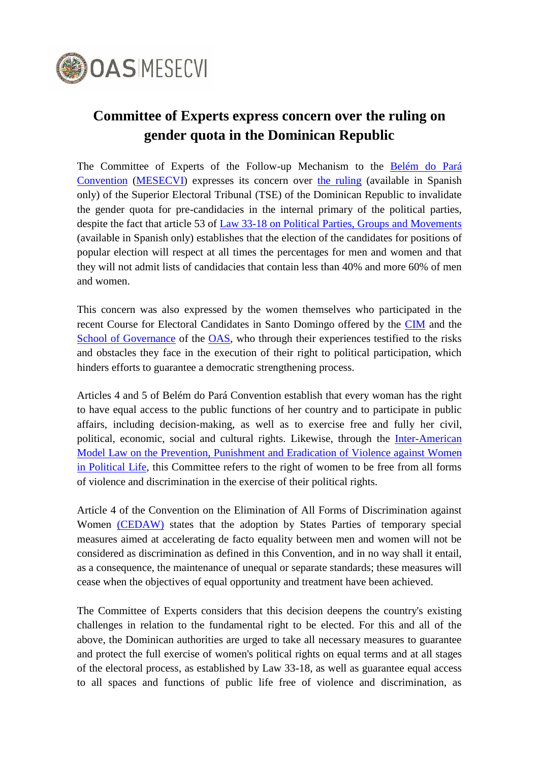OAS|MESECVI

# Committee of Experts express concern over the ruling on gender quota in the Dominican Republic

The Committee of Experts of the Follow-up Mechanism to the Belém do Pará Convention (MESECVI) expresses its concern over the ruling (available in Spanish only) of the Superior Electoral Tribunal (TSE) of the Dominican Republic to invalidate the gender quota for pre-candidacies in the internal primary of the political parties, despite the fact that article 53 of Law 33-18 on Political Parties, Groups and Movements (available in Spanish only) establishes that the election of the candidates for positions of popular election will respect at all times the percentages for men and women and that they will not admit lists of candidacies that contain less than 40% and more 60% of men and women.

This concern was also expressed by the women themselves who participated in the recent Course for Electoral Candidates in Santo Domingo offered by the CIM and the School of Governance of the OAS, who through their experiences testified to the risks and obstacles they face in the execution of their right to political participation, which hinders efforts to guarantee a democratic strengthening process.

Articles 4 and 5 of Belém do Pará Convention establish that every woman has the right to have equal access to the public functions of her country and to participate in public affairs, including decision-making, as well as to exercise free and fully her civil, political, economic, social and cultural rights. Likewise, through the Inter-American Model Law on the Prevention, Punishment and Eradication of Violence against Women in Political Life, this Committee refers to the right of women to be free from all forms of violence and discrimination in the exercise of their political rights.

Article 4 of the Convention on the Elimination of All Forms of Discrimination against Women (CEDAW) states that the adoption by States Parties of temporary special measures aimed at accelerating de facto equality between men and women will not be considered as discrimination as defined in this Convention, and in no way shall it entail, as a consequence, the maintenance of unequal or separate standards; these measures will cease when the objectives of equal opportunity and treatment have been achieved.

The Committee of Experts considers that this decision deepens the country's existing challenges in relation to the fundamental right to be elected. For this and all of the above, the Dominican authorities are urged to take all necessary measures to guarantee and protect the full exercise of women's political rights on equal terms and at all stages of the electoral process, as established by Law 33-18, as well as guarantee equal access to all spaces and functions of public life free of violence and discrimination, as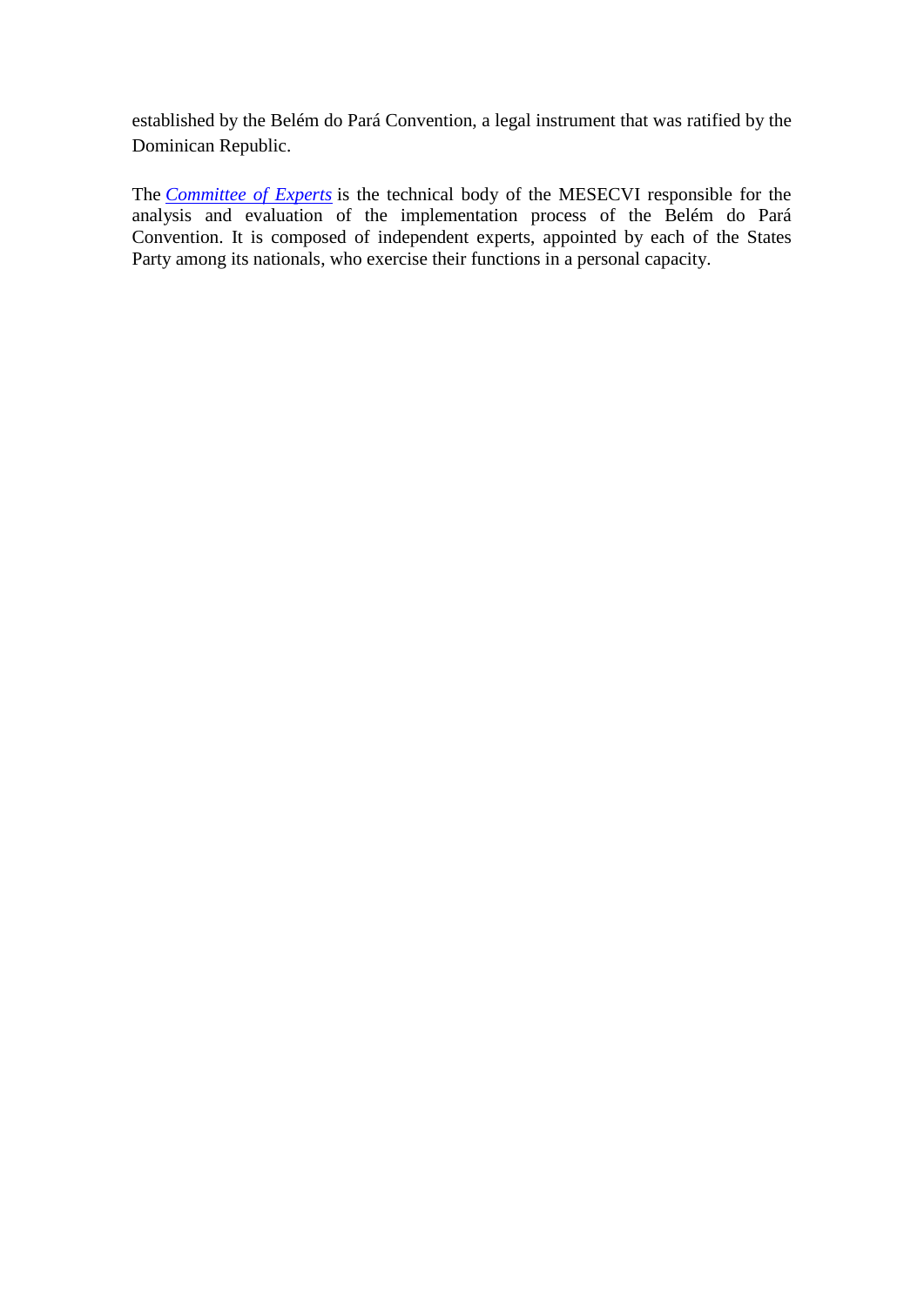established by the Belém do Pará Convention, a legal instrument that was ratified by the Dominican Republic.

The *Committee of Experts* is the technical body of the MESECVI responsible for the analysis and evaluation of the implementation process of the Belém do Pará Convention. It is composed of independent experts, appointed by each of the States Party among its nationals, who exercise their functions in a personal capacity.